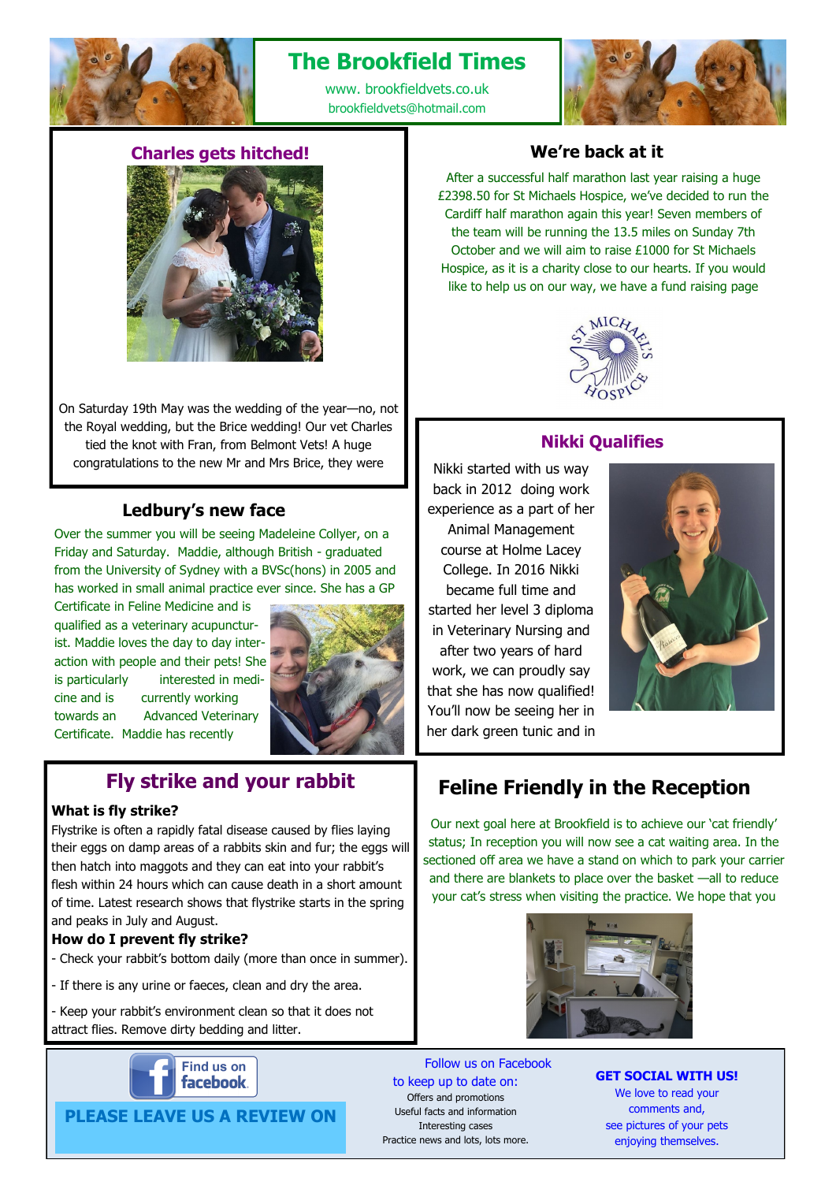# The Brookfield Times

www. brookfieldvets.co.uk
brookfieldvets@hotmail.com

## Charles gets hitched!

On Saturday 19th May was the wedding of the year—no, not the Royal wedding, but the Brice wedding! Our vet Charles tied the knot with Fran, from Belmont Vets! A huge congratulations to the new Mr and Mrs Brice, they were

## We're back at it

After a successful half marathon last year raising a huge £2398.50 for St Michaels Hospice, we've decided to run the Cardiff half marathon again this year! Seven members of the team will be running the 13.5 miles on Sunday 7th October and we will aim to raise £1000 for St Michaels Hospice, as it is a charity close to our hearts. If you would like to help us on our way, we have a fund raising page

ST MICHAEL'S HOSPICE

## Ledbury's new face

Over the summer you will be seeing Madeleine Collyer, on a Friday and Saturday. Maddie, although British - graduated from the University of Sydney with a BVSc(hons) in 2005 and has worked in small animal practice ever since. She has a GP Certificate in Feline Medicine and is qualified as a veterinary acupuncturist. Maddie loves the day to day interaction with people and their pets! She is particularly interested in medicine and is currently working towards an Advanced Veterinary Certificate. Maddie has recently

## Nikki Qualifies

Nikki started with us way back in 2012 doing work experience as a part of her Animal Management course at Holme Lacey College. In 2016 Nikki became full time and started her level 3 diploma in Veterinary Nursing and after two years of hard work, we can proudly say that she has now qualified! You'll now be seeing her in her dark green tunic and in

## Fly strike and your rabbit

**What is fly strike?**

Flystrike is often a rapidly fatal disease caused by flies laying their eggs on damp areas of a rabbits skin and fur; the eggs will then hatch into maggots and they can eat into your rabbit's flesh within 24 hours which can cause death in a short amount of time. Latest research shows that flystrike starts in the spring and peaks in July and August.

**How do I prevent fly strike?**

- Check your rabbit's bottom daily (more than once in summer).
- If there is any urine or faeces, clean and dry the area.
- Keep your rabbit's environment clean so that it does not attract flies. Remove dirty bedding and litter.

## Feline Friendly in the Reception

Our next goal here at Brookfield is to achieve our 'cat friendly' status; In reception you will now see a cat waiting area. In the sectioned off area we have a stand on which to park your carrier and there are blankets to place over the basket —all to reduce your cat's stress when visiting the practice. We hope that you

Find us on facebook

**PLEASE LEAVE US A REVIEW ON**

Follow us on Facebook
to keep up to date on:
Offers and promotions
Useful facts and information
Interesting cases
Practice news and lots, lots more.

**GET SOCIAL WITH US!**
We love to read your comments and, see pictures of your pets enjoying themselves.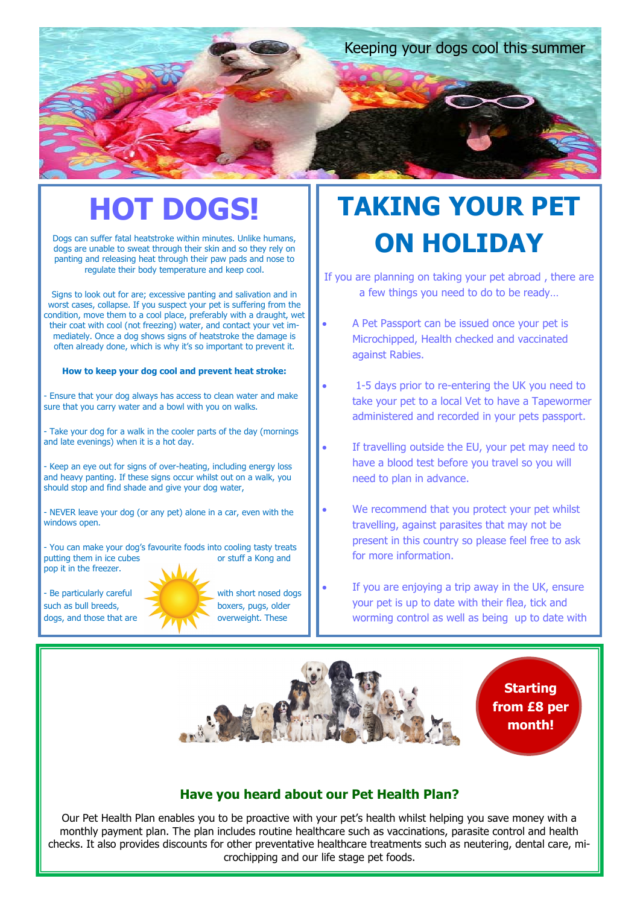Keeping your dogs cool this summer

# HOT DOGS!

Dogs can suffer fatal heatstroke within minutes. Unlike humans, dogs are unable to sweat through their skin and so they rely on panting and releasing heat through their paw pads and nose to regulate their body temperature and keep cool.

Signs to look out for are; excessive panting and salivation and in worst cases, collapse. If you suspect your pet is suffering from the condition, move them to a cool place, preferably with a draught, wet their coat with cool (not freezing) water, and contact your vet immediately. Once a dog shows signs of heatstroke the damage is often already done, which is why it's so important to prevent it.

**How to keep your dog cool and prevent heat stroke:**

- Ensure that your dog always has access to clean water and make sure that you carry water and a bowl with you on walks.

- Take your dog for a walk in the cooler parts of the day (mornings and late evenings) when it is a hot day.

- Keep an eye out for signs of over-heating, including energy loss and heavy panting. If these signs occur whilst out on a walk, you should stop and find shade and give your dog water,

- NEVER leave your dog (or any pet) alone in a car, even with the windows open.

- You can make your dog's favourite foods into cooling tasty treats putting them in ice cubes or stuff a Kong and pop it in the freezer.

- Be particularly careful with short nosed dogs such as bull breeds, boxers, pugs, older dogs, and those that are overweight. These

# TAKING YOUR PET ON HOLIDAY

If you are planning on taking your pet abroad , there are a few things you need to do to be ready…

- A Pet Passport can be issued once your pet is Microchipped, Health checked and vaccinated against Rabies.
- 1-5 days prior to re-entering the UK you need to take your pet to a local Vet to have a Tapewormer administered and recorded in your pets passport.
- If travelling outside the EU, your pet may need to have a blood test before you travel so you will need to plan in advance.
- We recommend that you protect your pet whilst travelling, against parasites that may not be present in this country so please feel free to ask for more information.
- If you are enjoying a trip away in the UK, ensure your pet is up to date with their flea, tick and worming control as well as being up to date with

**Starting from £8 per month!**

### Have you heard about our Pet Health Plan?

Our Pet Health Plan enables you to be proactive with your pet's health whilst helping you save money with a monthly payment plan. The plan includes routine healthcare such as vaccinations, parasite control and health checks. It also provides discounts for other preventative healthcare treatments such as neutering, dental care, microchipping and our life stage pet foods.